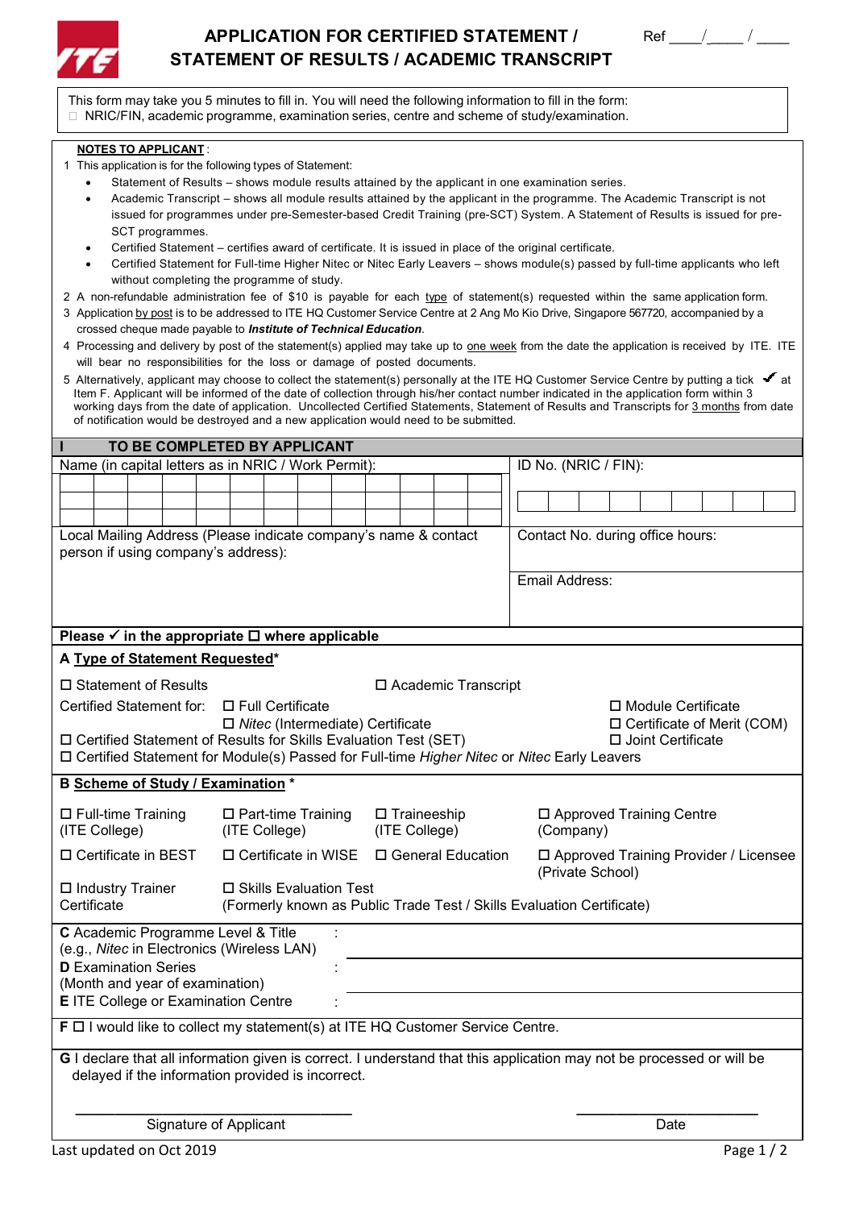# APPLICATION FOR CERTIFIED STATEMENT / STATEMENT OF RESULTS / ACADEMIC TRANSCRIPT

Ref ____/____ / ____

This form may take you 5 minutes to fill in. You will need the following information to fill in the form:
☐ NRIC/FIN, academic programme, examination series, centre and scheme of study/examination.

**NOTES TO APPLICANT**:

1. This application is for the following types of Statement:
   - Statement of Results – shows module results attained by the applicant in one examination series.
   - Academic Transcript – shows all module results attained by the applicant in the programme. The Academic Transcript is not issued for programmes under pre-Semester-based Credit Training (pre-SCT) System. A Statement of Results is issued for pre-SCT programmes.
   - Certified Statement – certifies award of certificate. It is issued in place of the original certificate.
   - Certified Statement for Full-time Higher Nitec or Nitec Early Leavers – shows module(s) passed by full-time applicants who left without completing the programme of study.
2. A non-refundable administration fee of $10 is payable for each type of statement(s) requested within the same application form.
3. Application by post is to be addressed to ITE HQ Customer Service Centre at 2 Ang Mo Kio Drive, Singapore 567720, accompanied by a crossed cheque made payable to ***Institute of Technical Education***.
4. Processing and delivery by post of the statement(s) may take up to one week from the date the application is received by ITE. ITE will bear no responsibilities for the loss or damage of posted documents.
5. Alternatively, applicant may choose to collect the statement(s) personally at the ITE HQ Customer Service Centre by putting a tick ✔ at Item F. Applicant will be informed of the date of collection through his/her contact number indicated in the application form within 3 working days from the date of application. Uncollected Certified Statements, Statement of Results and Transcripts for 3 months from date of notification would be destroyed and a new application would need to be submitted.

## I TO BE COMPLETED BY APPLICANT

| Name (in capital letters as in NRIC / Work Permit): | ID No. (NRIC / FIN): |
|---|---|
| | |
| Local Mailing Address (Please indicate company's name & contact person if using company's address): | Contact No. during office hours: |
| | Email Address: |

**Please ✓ in the appropriate ☐ where applicable**

**A Type of Statement Requested***

☐ Statement of Results ☐ Academic Transcript

Certified Statement for:
☐ Full Certificate
☐ *Nitec* (Intermediate) Certificate
☐ Module Certificate
☐ Certificate of Merit (COM)
☐ Joint Certificate
☐ Certified Statement of Results for Skills Evaluation Test (SET)
☐ Certified Statement for Module(s) Passed for Full-time *Higher Nitec* or *Nitec* Early Leavers

**B Scheme of Study / Examination ***

☐ Full-time Training (ITE College)
☐ Part-time Training (ITE College)
☐ Traineeship (ITE College)
☐ Approved Training Centre (Company)
☐ Certificate in BEST
☐ Certificate in WISE
☐ General Education
☐ Approved Training Provider / Licensee (Private School)
☐ Industry Trainer Certificate
☐ Skills Evaluation Test (Formerly known as Public Trade Test / Skills Evaluation Certificate)

**C** Academic Programme Level & Title (e.g., *Nitec* in Electronics (Wireless LAN)) : ____________________

**D** Examination Series (Month and year of examination) : ____________________

**E** ITE College or Examination Centre : ____________________

**F** ☐ I would like to collect my statement(s) at ITE HQ Customer Service Centre.

**G** I declare that all information given is correct. I understand that this application may not be processed or will be delayed if the information provided is incorrect.

____________________ Signature of Applicant

____________________ Date

Last updated on Oct 2019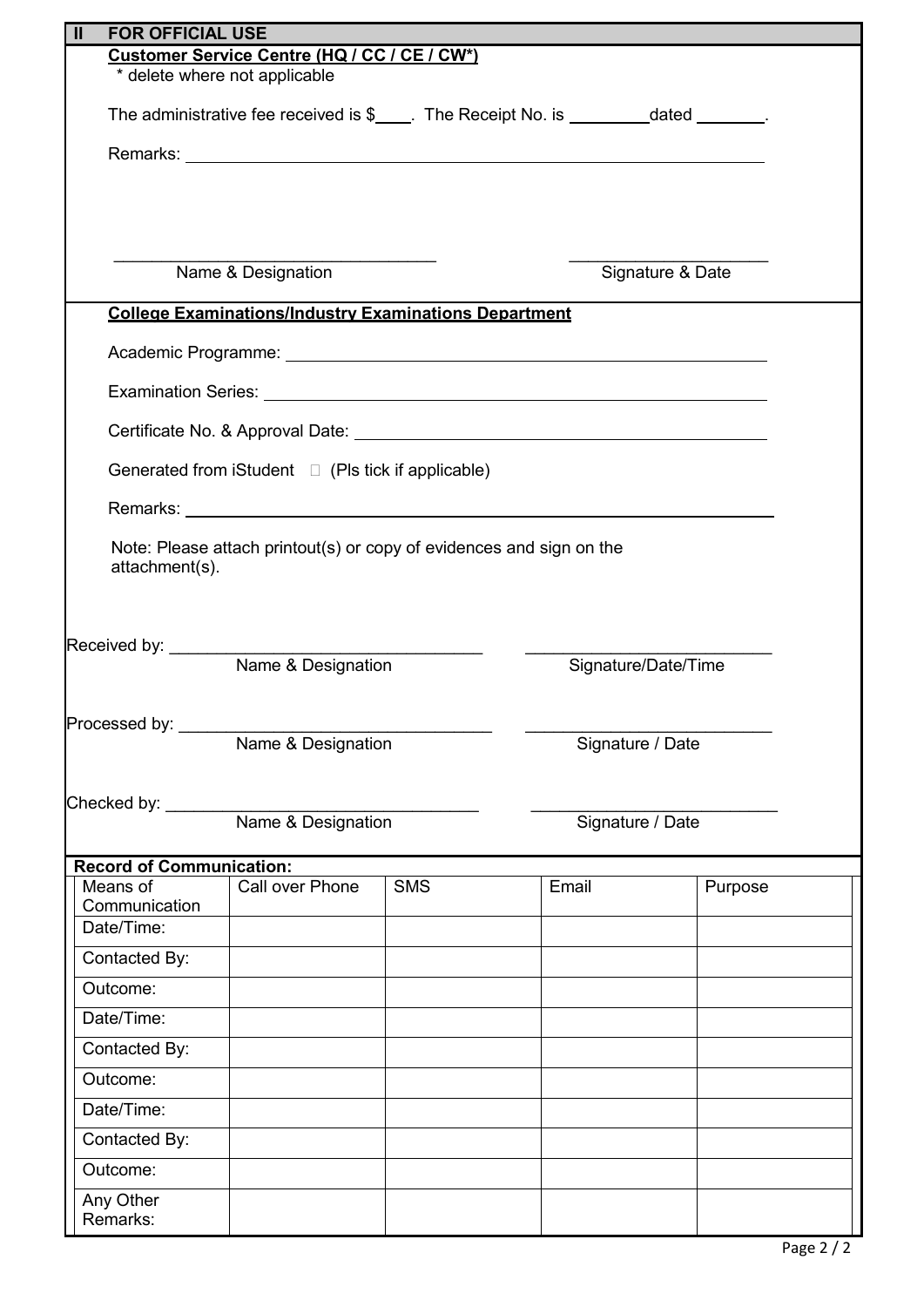## II FOR OFFICIAL USE

**Customer Service Centre (HQ / CC / CE / CW*)**

\* delete where not applicable

The administrative fee received is $____. The Receipt No. is _________ dated ________.

Remarks: ____________________________________________________________

________________________________ ____________________

Name & Designation Signature & Date

**College Examinations/Industry Examinations Department**

Academic Programme: ____________________________________________________

Examination Series: _____________________________________________________

Certificate No. & Approval Date: ________________________________________

Generated from iStudent ☐ (Pls tick if applicable)

Remarks: ____________________________________________________________

Note: Please attach printout(s) or copy of evidences and sign on the attachment(s).

Received by: ________________________________ ________________________

Name & Designation Signature/Date/Time

Processed by: ________________________________ ________________________

Name & Designation Signature / Date

Checked by: ________________________________ ________________________

Name & Designation Signature / Date

**Record of Communication:**

| Means of Communication | Call over Phone | SMS | Email | Purpose |
|---|---|---|---|---|
| Date/Time: | | | | |
| Contacted By: | | | | |
| Outcome: | | | | |
| Date/Time: | | | | |
| Contacted By: | | | | |
| Outcome: | | | | |
| Date/Time: | | | | |
| Contacted By: | | | | |
| Outcome: | | | | |
| Any Other Remarks: | | | | |